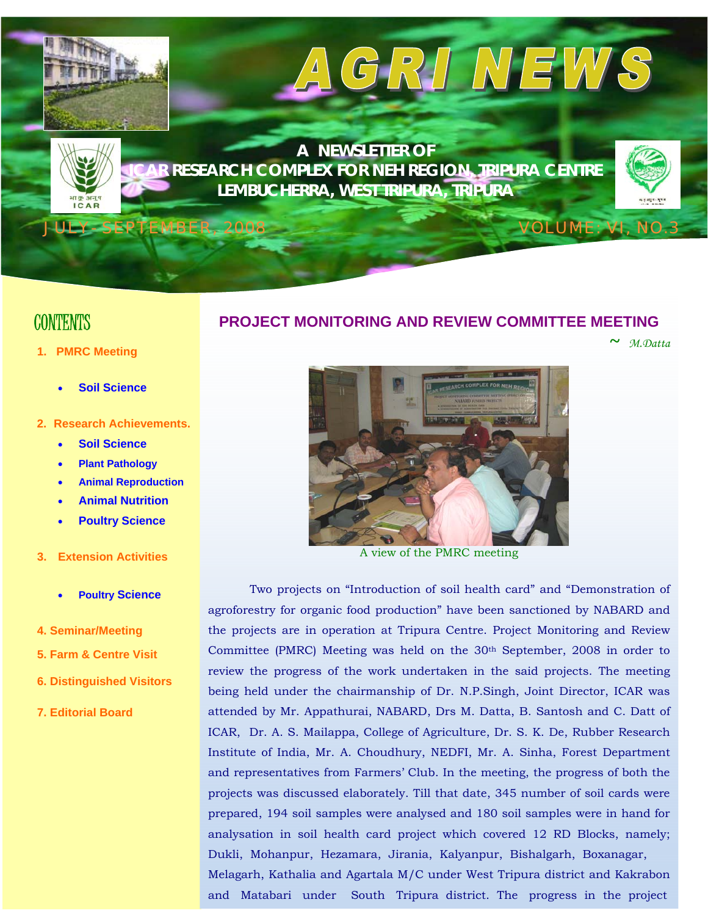# AGRI NEWS

**A NEWSLETTER OF**
**ICAR RESEARCH COMPLEX FOR NEH REGION, TRIPURA CENTRE**
**LEMBUCHERRA, WEST TRIPURA, TRIPURA**

JULY-SEPTEMBER, 2008 VOLUME: VI, NO.3

## CONTENTS

1. **PMRC Meeting**
   - Soil Science
2. **Research Achievements.**
   - Soil Science
   - Plant Pathology
   - Animal Reproduction
   - Animal Nutrition
   - Poultry Science
3. **Extension Activities**
   - Poultry Science
4. **Seminar/Meeting**
5. **Farm & Centre Visit**
6. **Distinguished Visitors**
7. **Editorial Board**

## PROJECT MONITORING AND REVIEW COMMITTEE MEETING

~ *M.Datta*

A view of the PMRC meeting

Two projects on "Introduction of soil health card" and "Demonstration of agroforestry for organic food production" have been sanctioned by NABARD and the projects are in operation at Tripura Centre. Project Monitoring and Review Committee (PMRC) Meeting was held on the 30th September, 2008 in order to review the progress of the work undertaken in the said projects. The meeting being held under the chairmanship of Dr. N.P.Singh, Joint Director, ICAR was attended by Mr. Appathurai, NABARD, Drs M. Datta, B. Santosh and C. Datt of ICAR, Dr. A. S. Mailappa, College of Agriculture, Dr. S. K. De, Rubber Research Institute of India, Mr. A. Choudhury, NEDFI, Mr. A. Sinha, Forest Department and representatives from Farmers' Club. In the meeting, the progress of both the projects was discussed elaborately. Till that date, 345 number of soil cards were prepared, 194 soil samples were analysed and 180 soil samples were in hand for analysation in soil health card project which covered 12 RD Blocks, namely; Dukli, Mohanpur, Hezamara, Jirania, Kalyanpur, Bishalgarh, Boxanagar, Melagarh, Kathalia and Agartala M/C under West Tripura district and Kakrabon and Matabari under South Tripura district. The progress in the project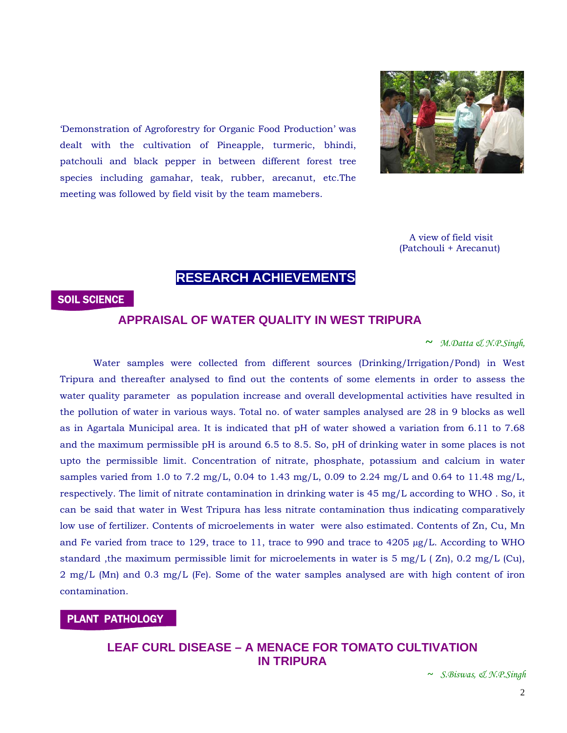'Demonstration of Agroforestry for Organic Food Production' was dealt with the cultivation of Pineapple, turmeric, bhindi, patchouli and black pepper in between different forest tree species including gamahar, teak, rubber, arecanut, etc.The meeting was followed by field visit by the team mamebers.

A view of field visit
(Patchouli + Arecanut)

# RESEARCH ACHIEVEMENTS

## SOIL SCIENCE

### APPRAISAL OF WATER QUALITY IN WEST TRIPURA

*~ M.Datta & N.P.Singh,*

Water samples were collected from different sources (Drinking/Irrigation/Pond) in West Tripura and thereafter analysed to find out the contents of some elements in order to assess the water quality parameter as population increase and overall developmental activities have resulted in the pollution of water in various ways. Total no. of water samples analysed are 28 in 9 blocks as well as in Agartala Municipal area. It is indicated that pH of water showed a variation from 6.11 to 7.68 and the maximum permissible pH is around 6.5 to 8.5. So, pH of drinking water in some places is not upto the permissible limit. Concentration of nitrate, phosphate, potassium and calcium in water samples varied from 1.0 to 7.2 mg/L, 0.04 to 1.43 mg/L, 0.09 to 2.24 mg/L and 0.64 to 11.48 mg/L, respectively. The limit of nitrate contamination in drinking water is 45 mg/L according to WHO . So, it can be said that water in West Tripura has less nitrate contamination thus indicating comparatively low use of fertilizer. Contents of microelements in water were also estimated. Contents of Zn, Cu, Mn and Fe varied from trace to 129, trace to 11, trace to 990 and trace to 4205 µg/L. According to WHO standard ,the maximum permissible limit for microelements in water is 5 mg/L ( Zn), 0.2 mg/L (Cu), 2 mg/L (Mn) and 0.3 mg/L (Fe). Some of the water samples analysed are with high content of iron contamination.

## PLANT PATHOLOGY

### LEAF CURL DISEASE – A MENACE FOR TOMATO CULTIVATION IN TRIPURA

*~ S.Biswas, & N.P.Singh*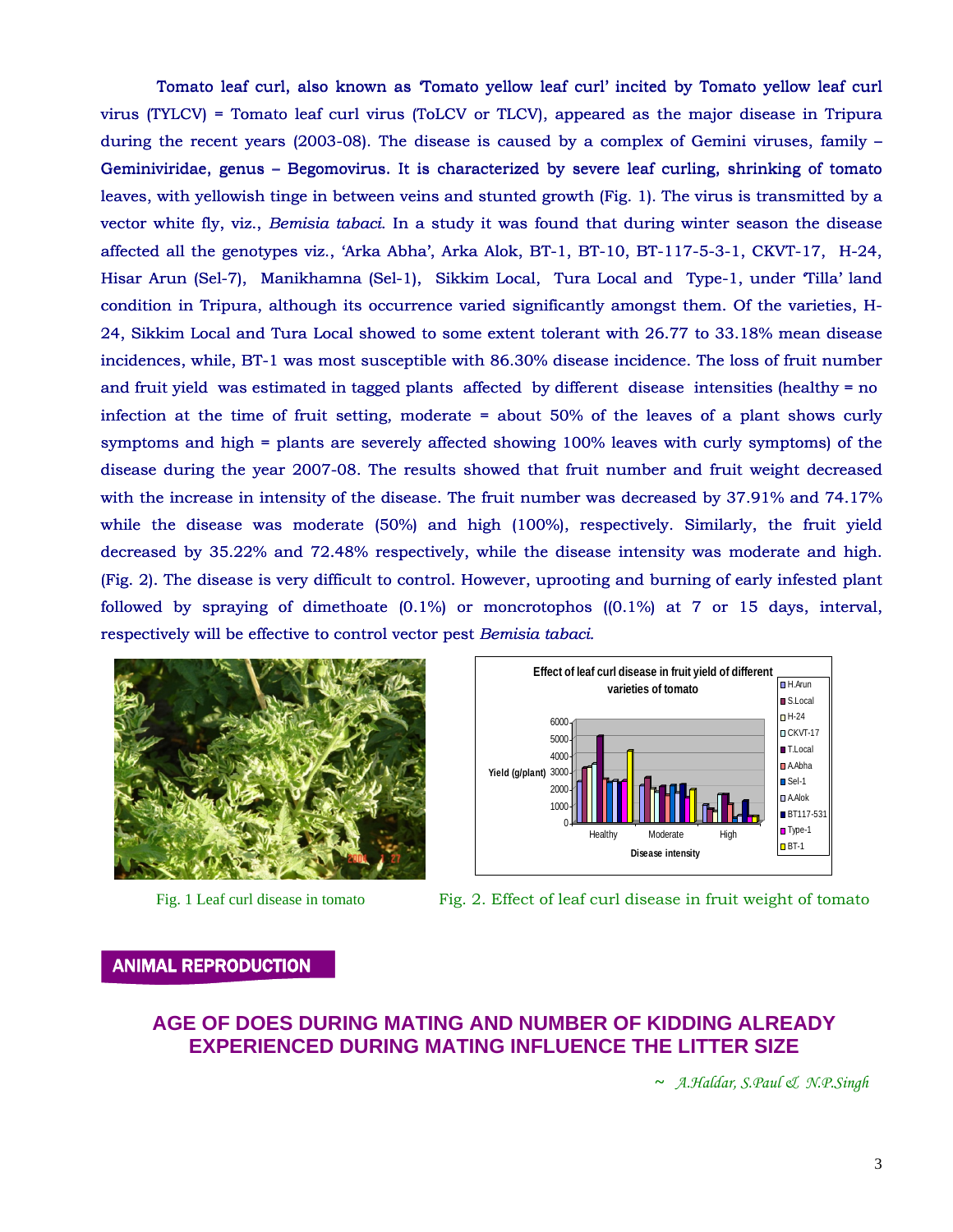Tomato leaf curl, also known as 'Tomato yellow leaf curl' incited by Tomato yellow leaf curl virus (TYLCV) = Tomato leaf curl virus (ToLCV or TLCV), appeared as the major disease in Tripura during the recent years (2003-08). The disease is caused by a complex of Gemini viruses, family – Geminiviridae, genus – Begomovirus. It is characterized by severe leaf curling, shrinking of tomato leaves, with yellowish tinge in between veins and stunted growth (Fig. 1). The virus is transmitted by a vector white fly, viz., *Bemisia tabaci*. In a study it was found that during winter season the disease affected all the genotypes viz., 'Arka Abha', Arka Alok, BT-1, BT-10, BT-117-5-3-1, CKVT-17, H-24, Hisar Arun (Sel-7), Manikhamna (Sel-1), Sikkim Local, Tura Local and Type-1, under 'Tilla' land condition in Tripura, although its occurrence varied significantly amongst them. Of the varieties, H-24, Sikkim Local and Tura Local showed to some extent tolerant with 26.77 to 33.18% mean disease incidences, while, BT-1 was most susceptible with 86.30% disease incidence. The loss of fruit number and fruit yield was estimated in tagged plants affected by different disease intensities (healthy = no infection at the time of fruit setting, moderate = about 50% of the leaves of a plant shows curly symptoms and high = plants are severely affected showing 100% leaves with curly symptoms) of the disease during the year 2007-08. The results showed that fruit number and fruit weight decreased with the increase in intensity of the disease. The fruit number was decreased by 37.91% and 74.17% while the disease was moderate (50%) and high (100%), respectively. Similarly, the fruit yield decreased by 35.22% and 72.48% respectively, while the disease intensity was moderate and high. (Fig. 2). The disease is very difficult to control. However, uprooting and burning of early infested plant followed by spraying of dimethoate (0.1%) or moncrotophos ((0.1%) at 7 or 15 days, interval, respectively will be effective to control vector pest *Bemisia tabaci*.

Fig. 1 Leaf curl disease in tomato

Fig. 2. Effect of leaf curl disease in fruit weight of tomato

## ANIMAL REPRODUCTION

# AGE OF DOES DURING MATING AND NUMBER OF KIDDING ALREADY EXPERIENCED DURING MATING INFLUENCE THE LITTER SIZE

~ *A.Haldar, S.Paul & N.P.Singh*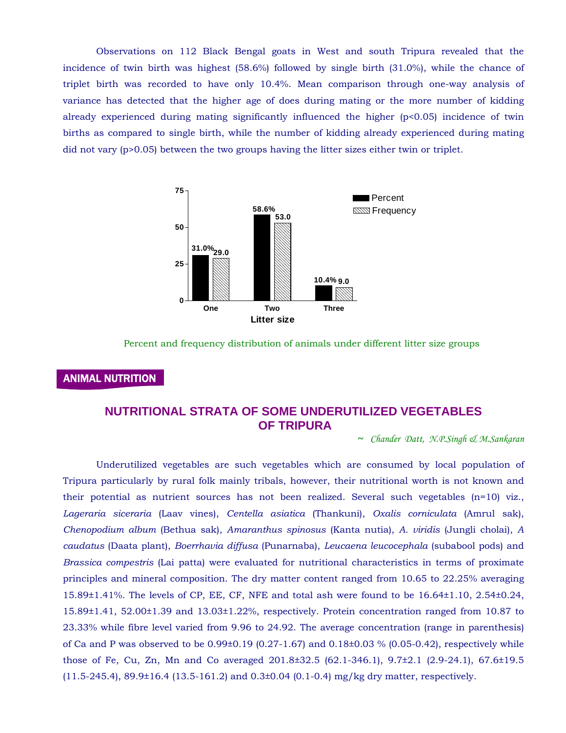Observations on 112 Black Bengal goats in West and south Tripura revealed that the incidence of twin birth was highest (58.6%) followed by single birth (31.0%), while the chance of triplet birth was recorded to have only 10.4%. Mean comparison through one-way analysis of variance has detected that the higher age of does during mating or the more number of kidding already experienced during mating significantly influenced the higher ($p<0.05$) incidence of twin births as compared to single birth, while the number of kidding already experienced during mating did not vary ($p>0.05$) between the two groups having the litter sizes either twin or triplet.

| Litter size | Percent | Frequency |
|---|---|---|
| One | 31.0% | 29.0 |
| Two | 58.6% | 53.0 |
| Three | 10.4% | 9.0 |

Percent and frequency distribution of animals under different litter size groups

## ANIMAL NUTRITION

# NUTRITIONAL STRATA OF SOME UNDERUTILIZED VEGETABLES OF TRIPURA

~ *Chander Datt, N.P.Singh & M.Sankaran*

Underutilized vegetables are such vegetables which are consumed by local population of Tripura particularly by rural folk mainly tribals, however, their nutritional worth is not known and their potential as nutrient sources has not been realized. Several such vegetables (n=10) viz., *Lageraria siceraria* (Laav vines), *Centella asiatica* (Thankuni), *Oxalis corniculata* (Amrul sak), *Chenopodium album* (Bethua sak), *Amaranthus spinosus* (Kanta nutia), *A. viridis* (Jungli cholai), *A caudatus* (Daata plant), *Boerrhavia diffusa* (Punarnaba), *Leucaena leucocephala* (subabool pods) and *Brassica compestris* (Lai patta) were evaluated for nutritional characteristics in terms of proximate principles and mineral composition. The dry matter content ranged from 10.65 to 22.25% averaging 15.89±1.41%. The levels of CP, EE, CF, NFE and total ash were found to be 16.64±1.10, 2.54±0.24, 15.89±1.41, 52.00±1.39 and 13.03±1.22%, respectively. Protein concentration ranged from 10.87 to 23.33% while fibre level varied from 9.96 to 24.92. The average concentration (range in parenthesis) of Ca and P was observed to be 0.99±0.19 (0.27-1.67) and 0.18±0.03 % (0.05-0.42), respectively while those of Fe, Cu, Zn, Mn and Co averaged 201.8±32.5 (62.1-346.1), 9.7±2.1 (2.9-24.1), 67.6±19.5 (11.5-245.4), 89.9±16.4 (13.5-161.2) and 0.3±0.04 (0.1-0.4) mg/kg dry matter, respectively.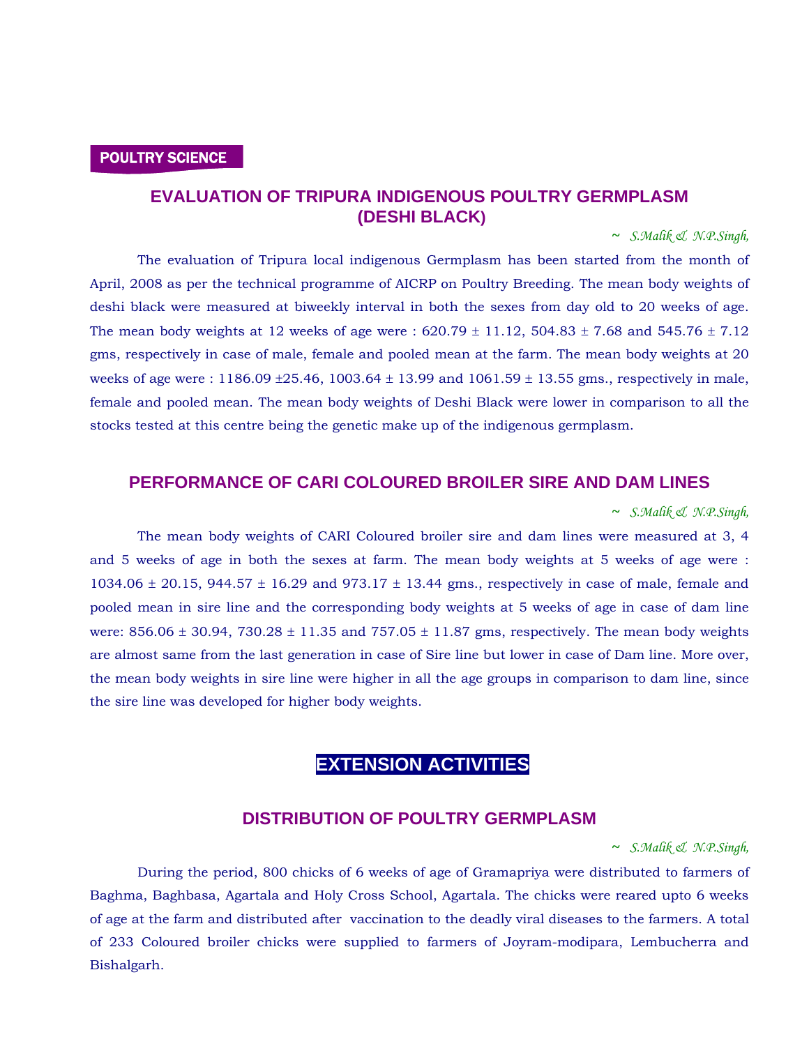POULTRY SCIENCE

## EVALUATION OF TRIPURA INDIGENOUS POULTRY GERMPLASM (DESHI BLACK)

~ *S.Malik & N.P.Singh,*

The evaluation of Tripura local indigenous Germplasm has been started from the month of April, 2008 as per the technical programme of AICRP on Poultry Breeding. The mean body weights of deshi black were measured at biweekly interval in both the sexes from day old to 20 weeks of age. The mean body weights at 12 weeks of age were : 620.79 ± 11.12, 504.83 ± 7.68 and 545.76 ± 7.12 gms, respectively in case of male, female and pooled mean at the farm. The mean body weights at 20 weeks of age were : 1186.09 ±25.46, 1003.64 ± 13.99 and 1061.59 ± 13.55 gms., respectively in male, female and pooled mean. The mean body weights of Deshi Black were lower in comparison to all the stocks tested at this centre being the genetic make up of the indigenous germplasm.

## PERFORMANCE OF CARI COLOURED BROILER SIRE AND DAM LINES

~ *S.Malik & N.P.Singh,*

The mean body weights of CARI Coloured broiler sire and dam lines were measured at 3, 4 and 5 weeks of age in both the sexes at farm. The mean body weights at 5 weeks of age were : 1034.06 ± 20.15, 944.57 ± 16.29 and 973.17 ± 13.44 gms., respectively in case of male, female and pooled mean in sire line and the corresponding body weights at 5 weeks of age in case of dam line were: 856.06 ± 30.94, 730.28 ± 11.35 and 757.05 ± 11.87 gms, respectively. The mean body weights are almost same from the last generation in case of Sire line but lower in case of Dam line. More over, the mean body weights in sire line were higher in all the age groups in comparison to dam line, since the sire line was developed for higher body weights.

# EXTENSION ACTIVITIES

## DISTRIBUTION OF POULTRY GERMPLASM

~ *S.Malik & N.P.Singh,*

During the period, 800 chicks of 6 weeks of age of Gramapriya were distributed to farmers of Baghma, Baghbasa, Agartala and Holy Cross School, Agartala. The chicks were reared upto 6 weeks of age at the farm and distributed after vaccination to the deadly viral diseases to the farmers. A total of 233 Coloured broiler chicks were supplied to farmers of Joyram-modipara, Lembucherra and Bishalgarh.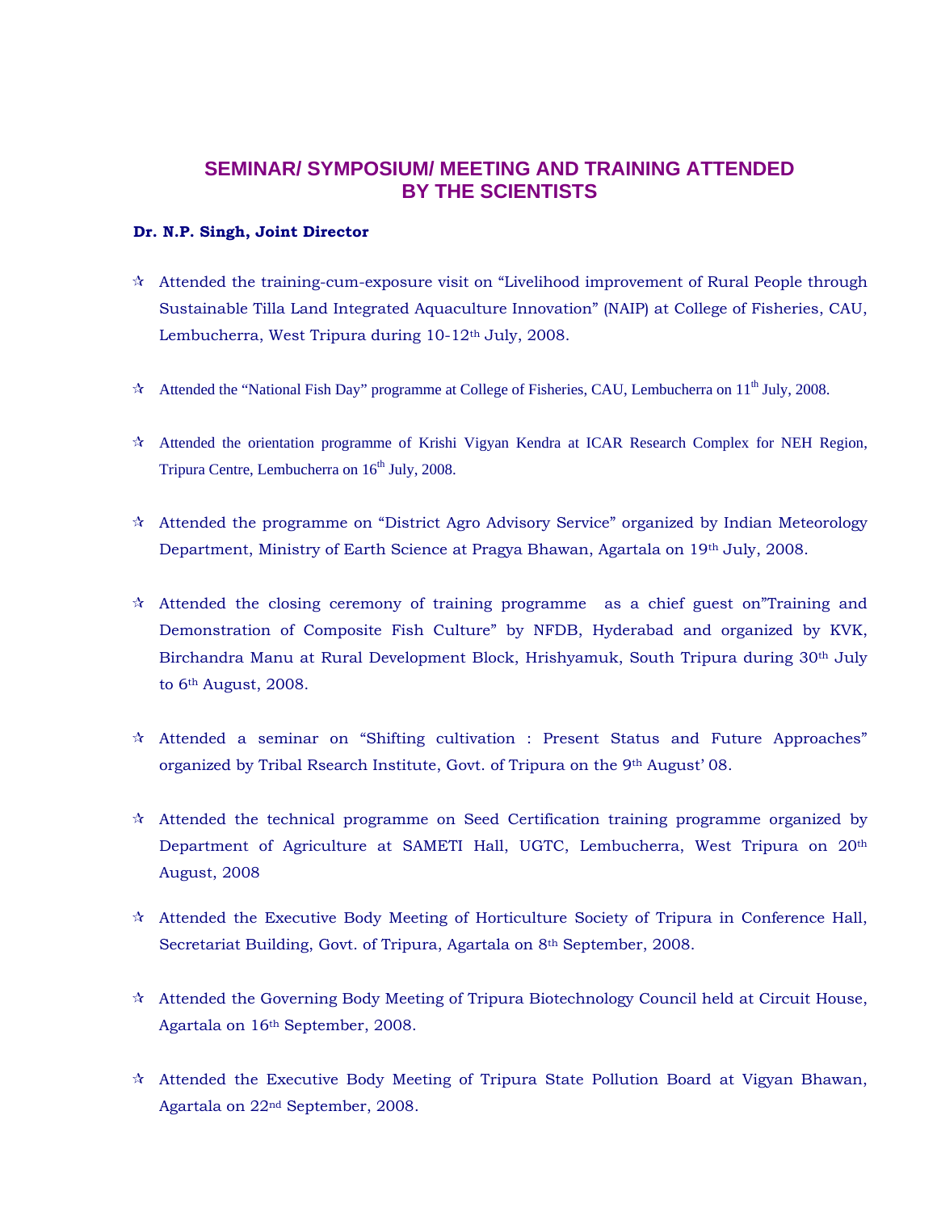## SEMINAR/ SYMPOSIUM/ MEETING AND TRAINING ATTENDED BY THE SCIENTISTS

**Dr. N.P. Singh, Joint Director**

- Attended the training-cum-exposure visit on "Livelihood improvement of Rural People through Sustainable Tilla Land Integrated Aquaculture Innovation" (NAIP) at College of Fisheries, CAU, Lembucherra, West Tripura during 10-12th July, 2008.

- Attended the "National Fish Day" programme at College of Fisheries, CAU, Lembucherra on 11th July, 2008.

- Attended the orientation programme of Krishi Vigyan Kendra at ICAR Research Complex for NEH Region, Tripura Centre, Lembucherra on 16th July, 2008.

- Attended the programme on "District Agro Advisory Service" organized by Indian Meteorology Department, Ministry of Earth Science at Pragya Bhawan, Agartala on 19th July, 2008.

- Attended the closing ceremony of training programme as a chief guest on"Training and Demonstration of Composite Fish Culture" by NFDB, Hyderabad and organized by KVK, Birchandra Manu at Rural Development Block, Hrishyamuk, South Tripura during 30th July to 6th August, 2008.

- Attended a seminar on "Shifting cultivation : Present Status and Future Approaches" organized by Tribal Rsearch Institute, Govt. of Tripura on the 9th August' 08.

- Attended the technical programme on Seed Certification training programme organized by Department of Agriculture at SAMETI Hall, UGTC, Lembucherra, West Tripura on 20th August, 2008

- Attended the Executive Body Meeting of Horticulture Society of Tripura in Conference Hall, Secretariat Building, Govt. of Tripura, Agartala on 8th September, 2008.

- Attended the Governing Body Meeting of Tripura Biotechnology Council held at Circuit House, Agartala on 16th September, 2008.

- Attended the Executive Body Meeting of Tripura State Pollution Board at Vigyan Bhawan, Agartala on 22nd September, 2008.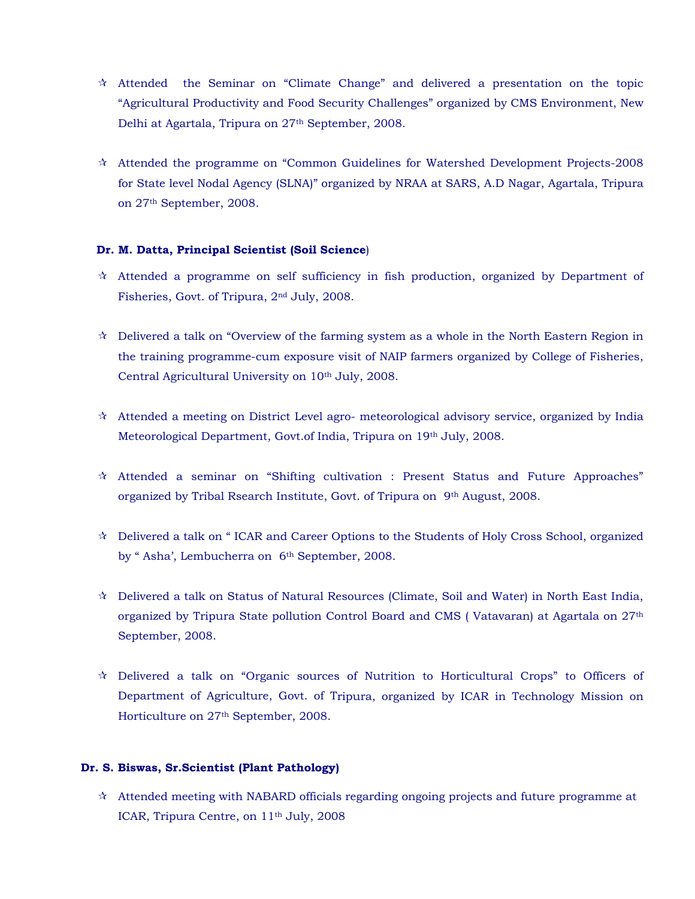- ✰ Attended the Seminar on "Climate Change" and delivered a presentation on the topic "Agricultural Productivity and Food Security Challenges" organized by CMS Environment, New Delhi at Agartala, Tripura on 27th September, 2008.

- ✰ Attended the programme on "Common Guidelines for Watershed Development Projects-2008 for State level Nodal Agency (SLNA)" organized by NRAA at SARS, A.D Nagar, Agartala, Tripura on 27th September, 2008.

**Dr. M. Datta, Principal Scientist (Soil Science)**

- ✰ Attended a programme on self sufficiency in fish production, organized by Department of Fisheries, Govt. of Tripura, 2nd July, 2008.

- ✰ Delivered a talk on "Overview of the farming system as a whole in the North Eastern Region in the training programme-cum exposure visit of NAIP farmers organized by College of Fisheries, Central Agricultural University on 10th July, 2008.

- ✰ Attended a meeting on District Level agro- meteorological advisory service, organized by India Meteorological Department, Govt.of India, Tripura on 19th July, 2008.

- ✰ Attended a seminar on "Shifting cultivation : Present Status and Future Approaches" organized by Tribal Rsearch Institute, Govt. of Tripura on 9th August, 2008.

- ✰ Delivered a talk on " ICAR and Career Options to the Students of Holy Cross School, organized by " Asha', Lembucherra on 6th September, 2008.

- ✰ Delivered a talk on Status of Natural Resources (Climate, Soil and Water) in North East India, organized by Tripura State pollution Control Board and CMS ( Vatavaran) at Agartala on 27th September, 2008.

- ✰ Delivered a talk on "Organic sources of Nutrition to Horticultural Crops" to Officers of Department of Agriculture, Govt. of Tripura, organized by ICAR in Technology Mission on Horticulture on 27th September, 2008.

**Dr. S. Biswas, Sr.Scientist (Plant Pathology)**

- ✰ Attended meeting with NABARD officials regarding ongoing projects and future programme at ICAR, Tripura Centre, on 11th July, 2008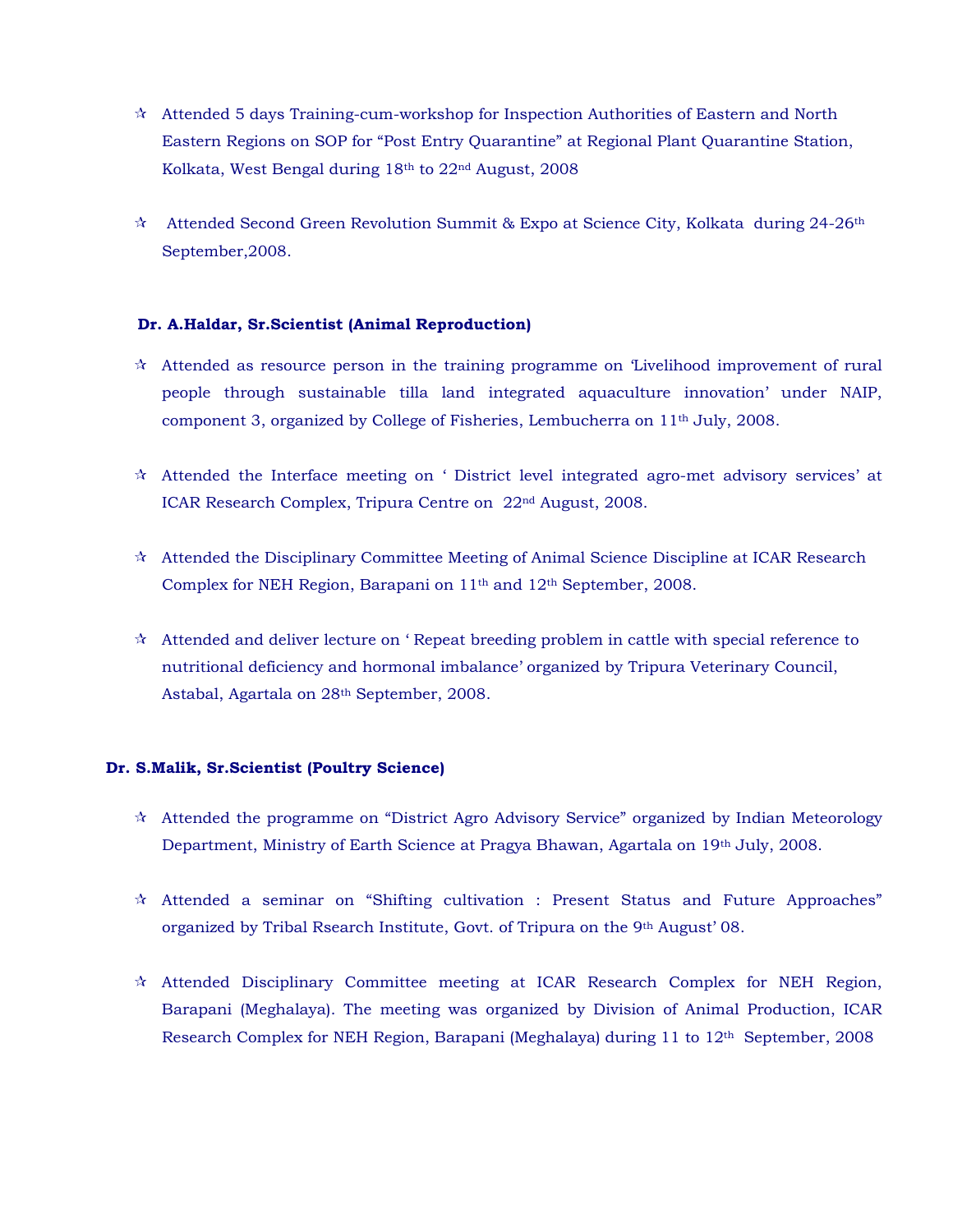- ✰ Attended 5 days Training-cum-workshop for Inspection Authorities of Eastern and North Eastern Regions on SOP for "Post Entry Quarantine" at Regional Plant Quarantine Station, Kolkata, West Bengal during 18th to 22nd August, 2008

- ✰ Attended Second Green Revolution Summit & Expo at Science City, Kolkata during 24-26th September,2008.

**Dr. A.Haldar, Sr.Scientist (Animal Reproduction)**

- ✰ Attended as resource person in the training programme on 'Livelihood improvement of rural people through sustainable tilla land integrated aquaculture innovation' under NAIP, component 3, organized by College of Fisheries, Lembucherra on 11th July, 2008.

- ✰ Attended the Interface meeting on ' District level integrated agro-met advisory services' at ICAR Research Complex, Tripura Centre on 22nd August, 2008.

- ✰ Attended the Disciplinary Committee Meeting of Animal Science Discipline at ICAR Research Complex for NEH Region, Barapani on 11th and 12th September, 2008.

- ✰ Attended and deliver lecture on ' Repeat breeding problem in cattle with special reference to nutritional deficiency and hormonal imbalance' organized by Tripura Veterinary Council, Astabal, Agartala on 28th September, 2008.

**Dr. S.Malik, Sr.Scientist (Poultry Science)**

- ✰ Attended the programme on "District Agro Advisory Service" organized by Indian Meteorology Department, Ministry of Earth Science at Pragya Bhawan, Agartala on 19th July, 2008.

- ✰ Attended a seminar on "Shifting cultivation : Present Status and Future Approaches" organized by Tribal Rsearch Institute, Govt. of Tripura on the 9th August' 08.

- ✰ Attended Disciplinary Committee meeting at ICAR Research Complex for NEH Region, Barapani (Meghalaya). The meeting was organized by Division of Animal Production, ICAR Research Complex for NEH Region, Barapani (Meghalaya) during 11 to 12th September, 2008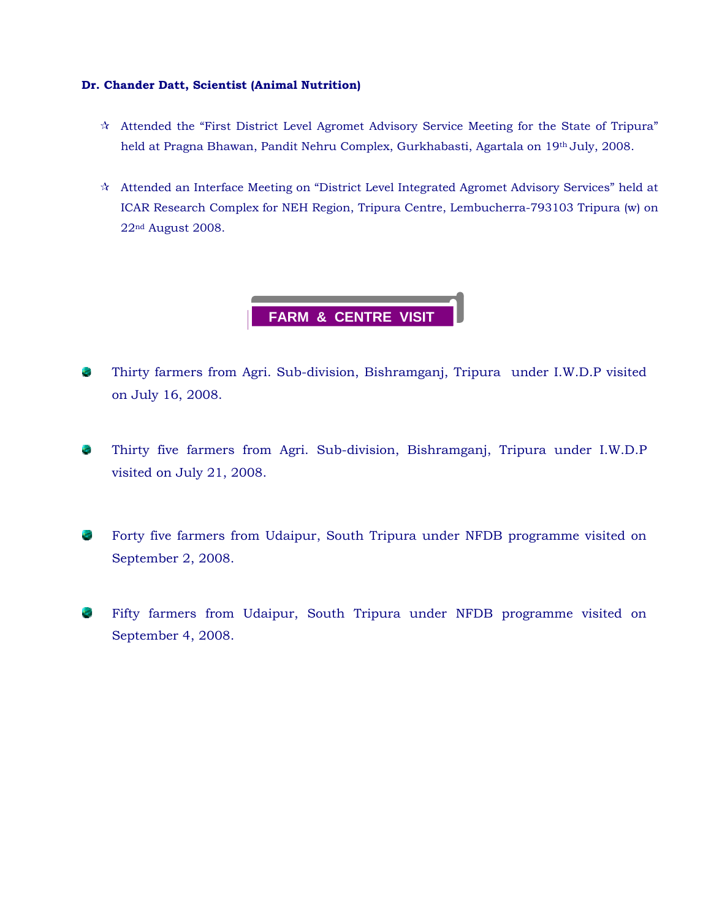**Dr. Chander Datt, Scientist (Animal Nutrition)**

- Attended the "First District Level Agromet Advisory Service Meeting for the State of Tripura" held at Pragna Bhawan, Pandit Nehru Complex, Gurkhabasti, Agartala on 19th July, 2008.

- Attended an Interface Meeting on "District Level Integrated Agromet Advisory Services" held at ICAR Research Complex for NEH Region, Tripura Centre, Lembucherra-793103 Tripura (w) on 22nd August 2008.

## FARM & CENTRE VISIT

- Thirty farmers from Agri. Sub-division, Bishramganj, Tripura under I.W.D.P visited on July 16, 2008.

- Thirty five farmers from Agri. Sub-division, Bishramganj, Tripura under I.W.D.P visited on July 21, 2008.

- Forty five farmers from Udaipur, South Tripura under NFDB programme visited on September 2, 2008.

- Fifty farmers from Udaipur, South Tripura under NFDB programme visited on September 4, 2008.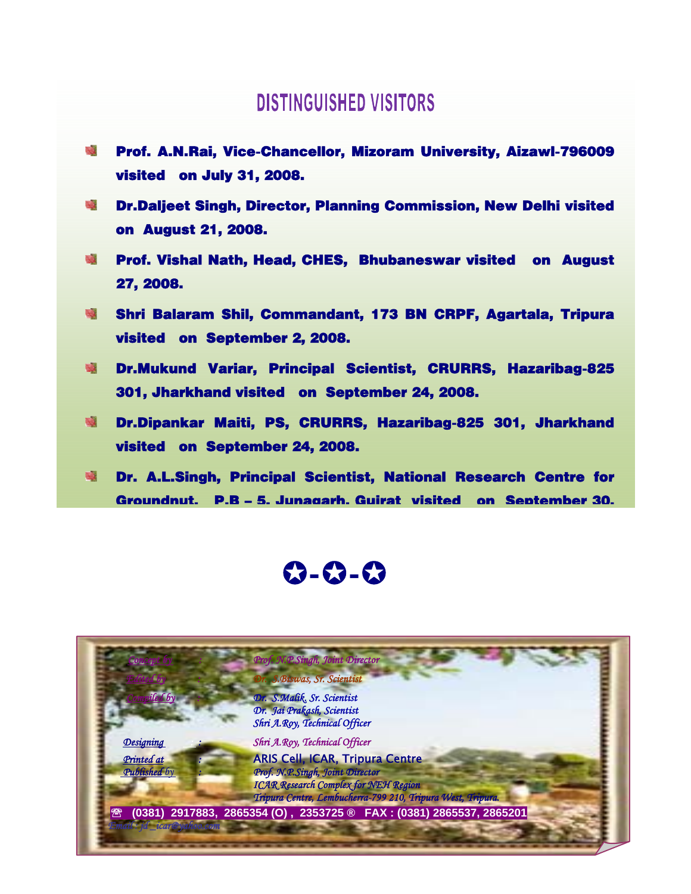# DISTINGUISHED VISITORS

- **Prof. A.N.Rai, Vice-Chancellor, Mizoram University, Aizawl-796009 visited on July 31, 2008.**
- **Dr.Daljeet Singh, Director, Planning Commission, New Delhi visited on August 21, 2008.**
- **Prof. Vishal Nath, Head, CHES, Bhubaneswar visited on August 27, 2008.**
- **Shri Balaram Shil, Commandant, 173 BN CRPF, Agartala, Tripura visited on September 2, 2008.**
- **Dr.Mukund Variar, Principal Scientist, CRURRS, Hazaribag-825 301, Jharkhand visited on September 24, 2008.**
- **Dr.Dipankar Maiti, PS, CRURRS, Hazaribag-825 301, Jharkhand visited on September 24, 2008.**
- **Dr. A.L.Singh, Principal Scientist, National Research Centre for Groundnut, P.B – 5, Junagarh, Gujrat visited on September 30,**

✪-✪-✪

*Concept by* : *Prof. N.P.Singh, Joint Director*

*Edited by* : *Dr. S.Biswas, Sr. Scientist*

*Compiled by* : *Dr. S.Malik, Sr. Scientist*
*Dr. Jai Prakash, Scientist*
*Shri A.Roy, Technical Officer*

*Designing* : *Shri A.Roy, Technical Officer*

*Printed at* : ARIS Cell, ICAR, Tripura Centre

*Published by* : *Prof. N.P.Singh, Joint Director*
*ICAR Research Complex for NEH Region*
*Tripura Centre, Lembucherra-799 210, Tripura West, Tripura.*

☎ (0381) 2917883, 2865354 (O) , 2353725 ® FAX : (0381) 2865537, 2865201

*Email : jd_icar@yahoo.com*